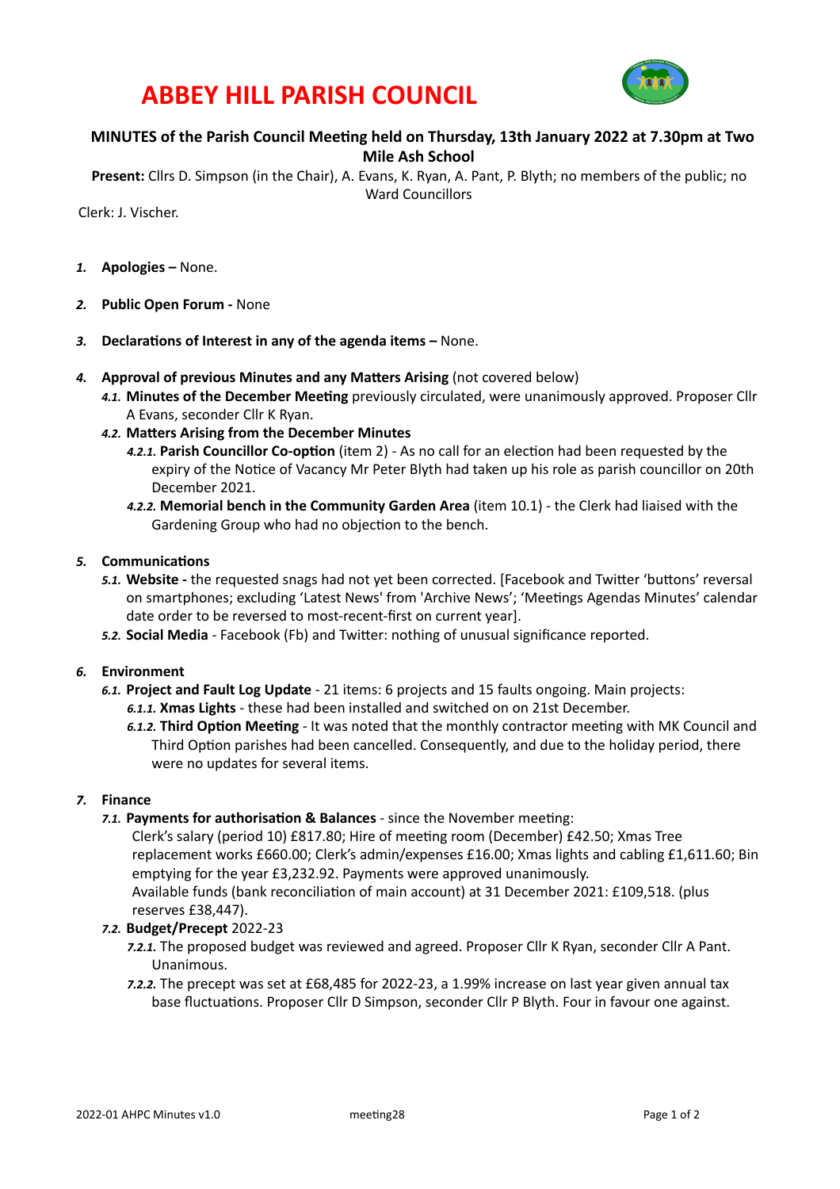# ABBEY HILL PARISH COUNCIL

## MINUTES of the Parish Council Meeting held on Thursday, 13th January 2022 at 7.30pm at Two Mile Ash School

**Present:** Cllrs D. Simpson (in the Chair), A. Evans, K. Ryan, A. Pant, P. Blyth; no members of the public; no Ward Councillors

Clerk: J. Vischer.

1. **Apologies –** None.

2. **Public Open Forum -** None

3. **Declarations of Interest in any of the agenda items –** None.

4. **Approval of previous Minutes and any Matters Arising** (not covered below)
   - 4.1. **Minutes of the December Meeting** previously circulated, were unanimously approved. Proposer Cllr A Evans, seconder Cllr K Ryan.
   - 4.2. **Matters Arising from the December Minutes**
     - 4.2.1. **Parish Councillor Co-option** (item 2) - As no call for an election had been requested by the expiry of the Notice of Vacancy Mr Peter Blyth had taken up his role as parish councillor on 20th December 2021.
     - 4.2.2. **Memorial bench in the Community Garden Area** (item 10.1) - the Clerk had liaised with the Gardening Group who had no objection to the bench.

5. **Communications**
   - 5.1. **Website -** the requested snags had not yet been corrected. [Facebook and Twitter 'buttons' reversal on smartphones; excluding 'Latest News' from 'Archive News'; 'Meetings Agendas Minutes' calendar date order to be reversed to most-recent-first on current year].
   - 5.2. **Social Media** - Facebook (Fb) and Twitter: nothing of unusual significance reported.

6. **Environment**
   - 6.1. **Project and Fault Log Update** - 21 items: 6 projects and 15 faults ongoing. Main projects:
     - 6.1.1. **Xmas Lights** - these had been installed and switched on on 21st December.
     - 6.1.2. **Third Option Meeting** - It was noted that the monthly contractor meeting with MK Council and Third Option parishes had been cancelled. Consequently, and due to the holiday period, there were no updates for several items.

7. **Finance**
   - 7.1. **Payments for authorisation & Balances** - since the November meeting:
     Clerk's salary (period 10) £817.80; Hire of meeting room (December) £42.50; Xmas Tree replacement works £660.00; Clerk's admin/expenses £16.00; Xmas lights and cabling £1,611.60; Bin emptying for the year £3,232.92. Payments were approved unanimously.
     Available funds (bank reconciliation of main account) at 31 December 2021: £109,518. (plus reserves £38,447).
   - 7.2. **Budget/Precept** 2022-23
     - 7.2.1. The proposed budget was reviewed and agreed. Proposer Cllr K Ryan, seconder Cllr A Pant. Unanimous.
     - 7.2.2. The precept was set at £68,485 for 2022-23, a 1.99% increase on last year given annual tax base fluctuations. Proposer Cllr D Simpson, seconder Cllr P Blyth. Four in favour one against.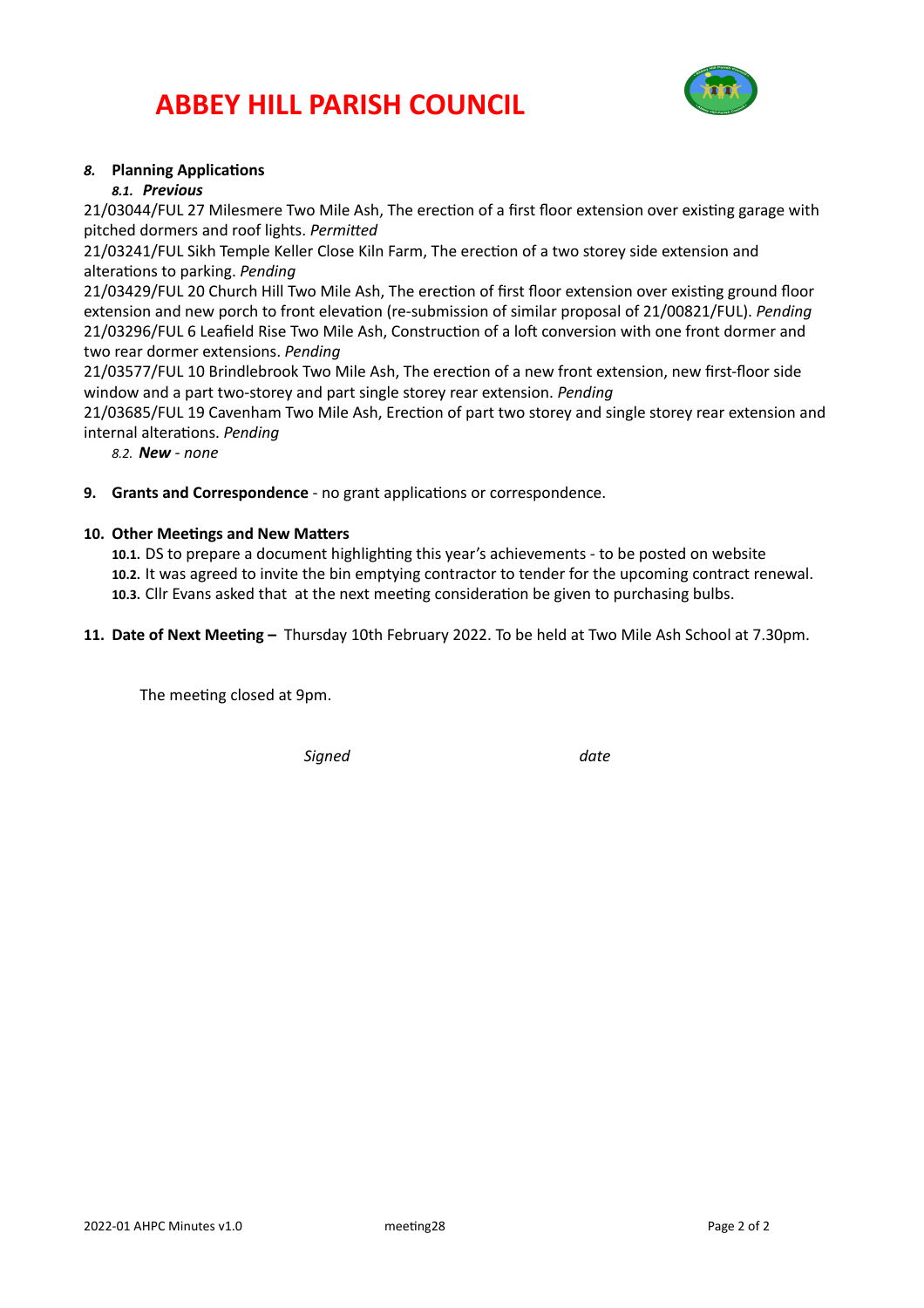# ABBEY HILL PARISH COUNCIL

***8.*** **Planning Applications**

*8.1.* ***Previous***

21/03044/FUL 27 Milesmere Two Mile Ash, The erection of a first floor extension over existing garage with pitched dormers and roof lights. *Permitted*

21/03241/FUL Sikh Temple Keller Close Kiln Farm, The erection of a two storey side extension and alterations to parking. *Pending*

21/03429/FUL 20 Church Hill Two Mile Ash, The erection of first floor extension over existing ground floor extension and new porch to front elevation (re-submission of similar proposal of 21/00821/FUL). *Pending*

21/03296/FUL 6 Leafield Rise Two Mile Ash, Construction of a loft conversion with one front dormer and two rear dormer extensions. *Pending*

21/03577/FUL 10 Brindlebrook Two Mile Ash, The erection of a new front extension, new first-floor side window and a part two-storey and part single storey rear extension. *Pending*

21/03685/FUL 19 Cavenham Two Mile Ash, Erection of part two storey and single storey rear extension and internal alterations. *Pending*

*8.2.* ***New*** *- none*

**9. Grants and Correspondence** - no grant applications or correspondence.

**10. Other Meetings and New Matters**

**10.1.** DS to prepare a document highlighting this year's achievements - to be posted on website

**10.2.** It was agreed to invite the bin emptying contractor to tender for the upcoming contract renewal.

**10.3.** Cllr Evans asked that at the next meeting consideration be given to purchasing bulbs.

**11. Date of Next Meeting –** Thursday 10th February 2022. To be held at Two Mile Ash School at 7.30pm.

The meeting closed at 9pm.

*Signed* *date*